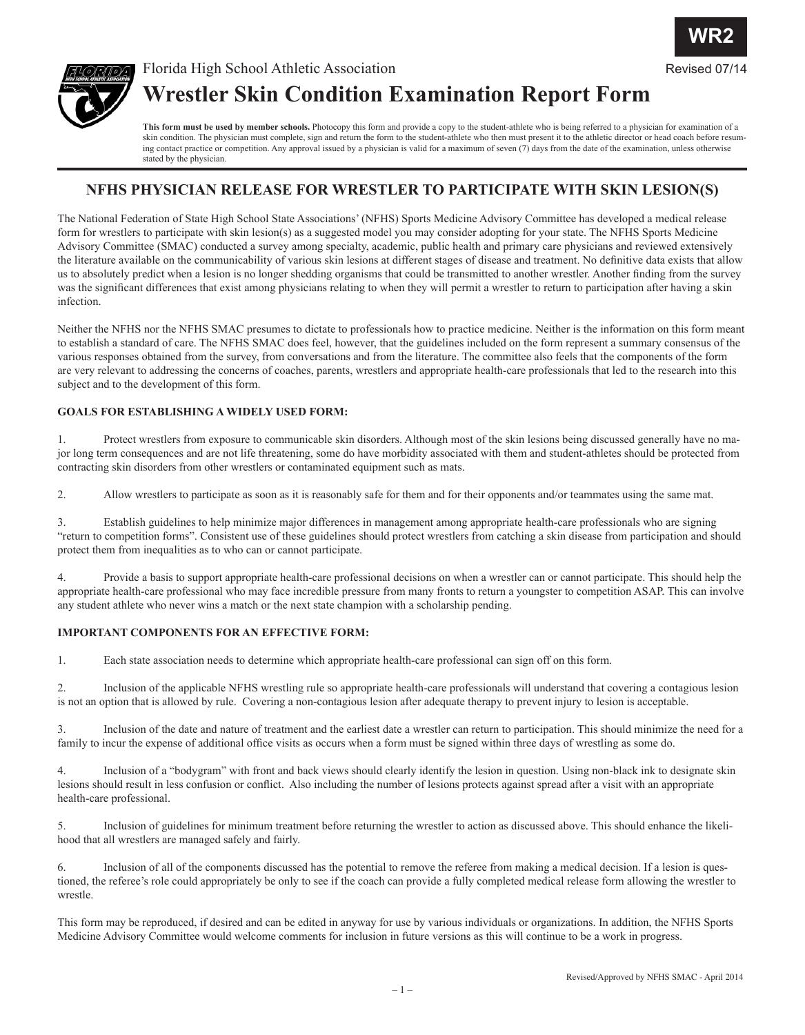WR2

Florida High School Athletic Association

Revised 07/14

# Wrestler Skin Condition Examination Report Form

**This form must be used by member schools.** Photocopy this form and provide a copy to the student-athlete who is being referred to a physician for examination of a skin condition. The physician must complete, sign and return the form to the student-athlete who then must present it to the athletic director or head coach before resuming contact practice or competition. Any approval issued by a physician is valid for a maximum of seven (7) days from the date of the examination, unless otherwise stated by the physician.

## NFHS PHYSICIAN RELEASE FOR WRESTLER TO PARTICIPATE WITH SKIN LESION(S)

The National Federation of State High School State Associations' (NFHS) Sports Medicine Advisory Committee has developed a medical release form for wrestlers to participate with skin lesion(s) as a suggested model you may consider adopting for your state. The NFHS Sports Medicine Advisory Committee (SMAC) conducted a survey among specialty, academic, public health and primary care physicians and reviewed extensively the literature available on the communicability of various skin lesions at different stages of disease and treatment. No definitive data exists that allow us to absolutely predict when a lesion is no longer shedding organisms that could be transmitted to another wrestler. Another finding from the survey was the significant differences that exist among physicians relating to when they will permit a wrestler to return to participation after having a skin infection.

Neither the NFHS nor the NFHS SMAC presumes to dictate to professionals how to practice medicine. Neither is the information on this form meant to establish a standard of care. The NFHS SMAC does feel, however, that the guidelines included on the form represent a summary consensus of the various responses obtained from the survey, from conversations and from the literature. The committee also feels that the components of the form are very relevant to addressing the concerns of coaches, parents, wrestlers and appropriate health-care professionals that led to the research into this subject and to the development of this form.

**GOALS FOR ESTABLISHING A WIDELY USED FORM:**

1. Protect wrestlers from exposure to communicable skin disorders. Although most of the skin lesions being discussed generally have no major long term consequences and are not life threatening, some do have morbidity associated with them and student-athletes should be protected from contracting skin disorders from other wrestlers or contaminated equipment such as mats.

2. Allow wrestlers to participate as soon as it is reasonably safe for them and for their opponents and/or teammates using the same mat.

3. Establish guidelines to help minimize major differences in management among appropriate health-care professionals who are signing "return to competition forms". Consistent use of these guidelines should protect wrestlers from catching a skin disease from participation and should protect them from inequalities as to who can or cannot participate.

4. Provide a basis to support appropriate health-care professional decisions on when a wrestler can or cannot participate. This should help the appropriate health-care professional who may face incredible pressure from many fronts to return a youngster to competition ASAP. This can involve any student athlete who never wins a match or the next state champion with a scholarship pending.

**IMPORTANT COMPONENTS FOR AN EFFECTIVE FORM:**

1. Each state association needs to determine which appropriate health-care professional can sign off on this form.

2. Inclusion of the applicable NFHS wrestling rule so appropriate health-care professionals will understand that covering a contagious lesion is not an option that is allowed by rule. Covering a non-contagious lesion after adequate therapy to prevent injury to lesion is acceptable.

3. Inclusion of the date and nature of treatment and the earliest date a wrestler can return to participation. This should minimize the need for a family to incur the expense of additional office visits as occurs when a form must be signed within three days of wrestling as some do.

4. Inclusion of a "bodygram" with front and back views should clearly identify the lesion in question. Using non-black ink to designate skin lesions should result in less confusion or conflict. Also including the number of lesions protects against spread after a visit with an appropriate health-care professional.

5. Inclusion of guidelines for minimum treatment before returning the wrestler to action as discussed above. This should enhance the likelihood that all wrestlers are managed safely and fairly.

6. Inclusion of all of the components discussed has the potential to remove the referee from making a medical decision. If a lesion is questioned, the referee's role could appropriately be only to see if the coach can provide a fully completed medical release form allowing the wrestler to wrestle.

This form may be reproduced, if desired and can be edited in anyway for use by various individuals or organizations. In addition, the NFHS Sports Medicine Advisory Committee would welcome comments for inclusion in future versions as this will continue to be a work in progress.

Revised/Approved by NFHS SMAC - April 2014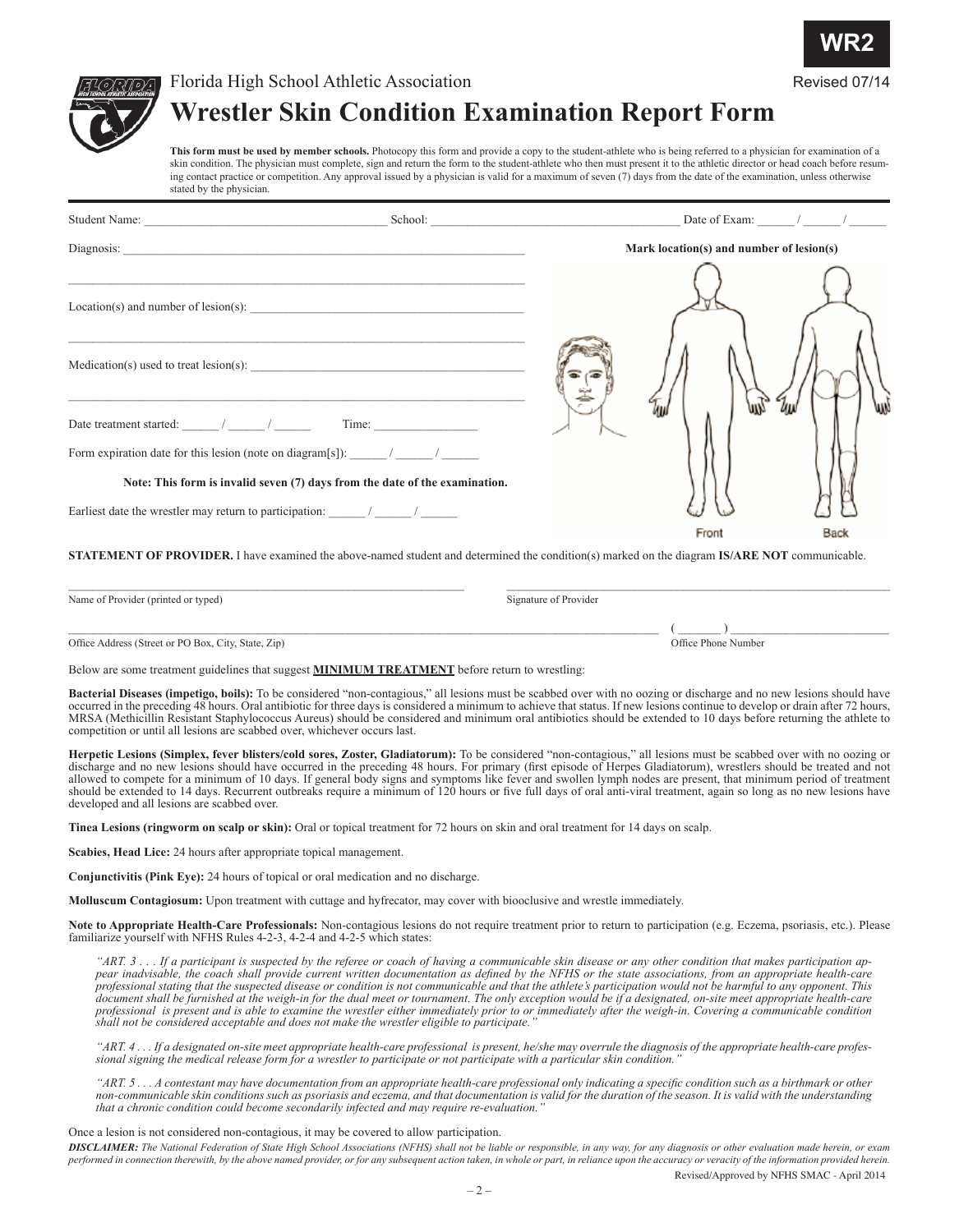WR2

Florida High School Athletic Association

Revised 07/14

# Wrestler Skin Condition Examination Report Form

**This form must be used by member schools.** Photocopy this form and provide a copy to the student-athlete who is being referred to a physician for examination of a skin condition. The physician must complete, sign and return the form to the student-athlete who then must present it to the athletic director or head coach before resuming contact practice or competition. Any approval issued by a physician is valid for a maximum of seven (7) days from the date of the examination, unless otherwise stated by the physician.

Student Name: ______________________ School: ______________________ Date of Exam: ____ / ____ / ____

Diagnosis: ______________________________________________

______________________________________________

Location(s) and number of lesion(s): ______________________________

______________________________________________

Medication(s) used to treat lesion(s): ______________________________

______________________________________________

Date treatment started: ____ / ____ / ____ Time: ____________

Form expiration date for this lesion (note on diagram[s]): ____ / ____ / ____

**Note: This form is invalid seven (7) days from the date of the examination.**

Earliest date the wrestler may return to participation: ____ / ____ / ____

**Mark location(s) and number of lesion(s)**

Front

Back

**STATEMENT OF PROVIDER.** I have examined the above-named student and determined the condition(s) marked on the diagram **IS/ARE NOT** communicable.

______________________________ ______________________________

Name of Provider (printed or typed) Signature of Provider

______________________________ ( ____ ) ______________

Office Address (Street or PO Box, City, State, Zip) Office Phone Number

Below are some treatment guidelines that suggest **MINIMUM TREATMENT** before return to wrestling:

**Bacterial Diseases (impetigo, boils):** To be considered "non-contagious," all lesions must be scabbed over with no oozing or discharge and no new lesions should have occurred in the preceding 48 hours. Oral antibiotic for three days is considered a minimum to achieve that status. If new lesions continue to develop or drain after 72 hours, MRSA (Methicillin Resistant Staphylococcus Aureus) should be considered and minimum oral antibiotics should be extended to 10 days before returning the athlete to competition or until all lesions are scabbed over, whichever occurs last.

**Herpetic Lesions (Simplex, fever blisters/cold sores, Zoster, Gladiatorum):** To be considered "non-contagious," all lesions must be scabbed over with no oozing or discharge and no new lesions should have occurred in the preceding 48 hours. For primary (first episode of Herpes Gladiatorum), wrestlers should be treated and not allowed to compete for a minimum of 10 days. If general body signs and symptoms like fever and swollen lymph nodes are present, that minimum period of treatment should be extended to 14 days. Recurrent outbreaks require a minimum of 120 hours or five full days of oral anti-viral treatment, again so long as no new lesions have developed and all lesions are scabbed over.

**Tinea Lesions (ringworm on scalp or skin):** Oral or topical treatment for 72 hours on skin and oral treatment for 14 days on scalp.

**Scabies, Head Lice:** 24 hours after appropriate topical management.

**Conjunctivitis (Pink Eye):** 24 hours of topical or oral medication and no discharge.

**Molluscum Contagiosum:** Upon treatment with cuttage and hyfrecator, may cover with biooclusive and wrestle immediately.

**Note to Appropriate Health-Care Professionals:** Non-contagious lesions do not require treatment prior to return to participation (e.g. Eczema, psoriasis, etc.). Please familiarize yourself with NFHS Rules 4-2-3, 4-2-4 and 4-2-5 which states:

*"ART. 3 . . . If a participant is suspected by the referee or coach of having a communicable skin disease or any other condition that makes participation appear inadvisable, the coach shall provide current written documentation as defined by the NFHS or the state associations, from an appropriate health-care professional stating that the suspected disease or condition is not communicable and that the athlete's participation would not be harmful to any opponent. This document shall be furnished at the weigh-in for the dual meet or tournament. The only exception would be if a designated, on-site meet appropriate health-care professional is present and is able to examine the wrestler either immediately prior to or immediately after the weigh-in. Covering a communicable condition shall not be considered acceptable and does not make the wrestler eligible to participate."*

*"ART. 4 . . . If a designated on-site meet appropriate health-care professional is present, he/she may overrule the diagnosis of the appropriate health-care professional signing the medical release form for a wrestler to participate or not participate with a particular skin condition."*

*"ART. 5 . . . A contestant may have documentation from an appropriate health-care professional only indicating a specific condition such as a birthmark or other non-communicable skin conditions such as psoriasis and eczema, and that documentation is valid for the duration of the season. It is valid with the understanding that a chronic condition could become secondarily infected and may require re-evaluation."*

Once a lesion is not considered non-contagious, it may be covered to allow participation.

***DISCLAIMER:*** *The National Federation of State High School Associations (NFHS) shall not be liable or responsible, in any way, for any diagnosis or other evaluation made herein, or exam performed in connection therewith, by the above named provider, or for any subsequent action taken, in whole or part, in reliance upon the accuracy or veracity of the information provided herein.*

Revised/Approved by NFHS SMAC - April 2014